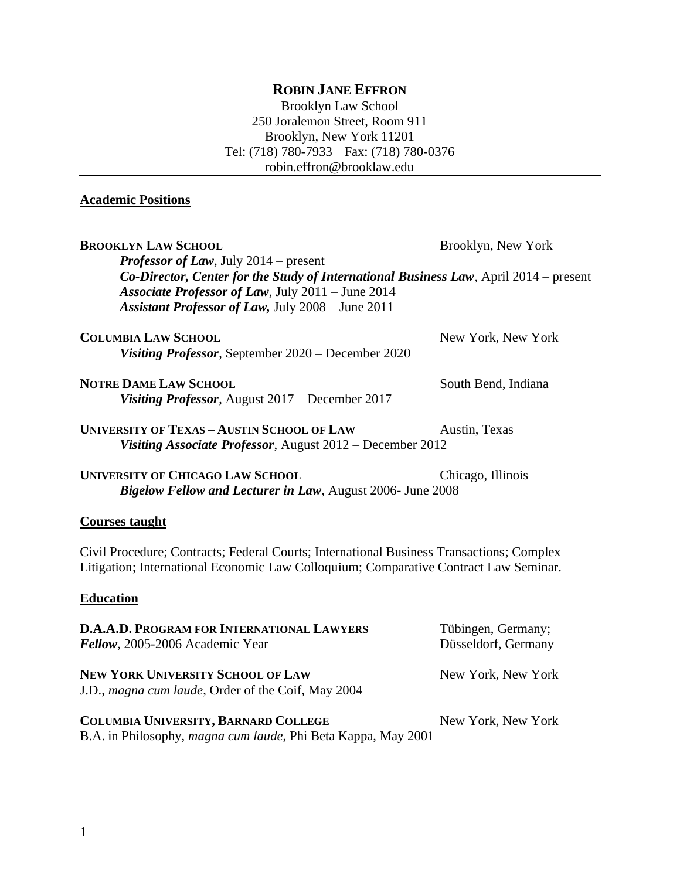# ROBIN JANE EFFRON

Brooklyn Law School
250 Joralemon Street, Room 911
Brooklyn, New York 11201
Tel: (718) 780-7933  Fax: (718) 780-0376
robin.effron@brooklaw.edu

## Academic Positions

**BROOKLYN LAW SCHOOL** — Brooklyn, New York

- ***Professor of Law***, July 2014 – present
- ***Co-Director, Center for the Study of International Business Law***, April 2014 – present
- ***Associate Professor of Law***, July 2011 – June 2014
- ***Assistant Professor of Law,*** July 2008 – June 2011

**COLUMBIA LAW SCHOOL** — New York, New York

- ***Visiting Professor***, September 2020 – December 2020

**NOTRE DAME LAW SCHOOL** — South Bend, Indiana

- ***Visiting Professor***, August 2017 – December 2017

**UNIVERSITY OF TEXAS – AUSTIN SCHOOL OF LAW** — Austin, Texas

- ***Visiting Associate Professor***, August 2012 – December 2012

**UNIVERSITY OF CHICAGO LAW SCHOOL** — Chicago, Illinois

- ***Bigelow Fellow and Lecturer in Law***, August 2006- June 2008

## Courses taught

Civil Procedure; Contracts; Federal Courts; International Business Transactions; Complex Litigation; International Economic Law Colloquium; Comparative Contract Law Seminar.

## Education

**D.A.A.D. PROGRAM FOR INTERNATIONAL LAWYERS** — Tübingen, Germany; Düsseldorf, Germany
***Fellow***, 2005-2006 Academic Year

**NEW YORK UNIVERSITY SCHOOL OF LAW** — New York, New York
J.D., *magna cum laude*, Order of the Coif, May 2004

**COLUMBIA UNIVERSITY, BARNARD COLLEGE** — New York, New York
B.A. in Philosophy, *magna cum laude*, Phi Beta Kappa, May 2001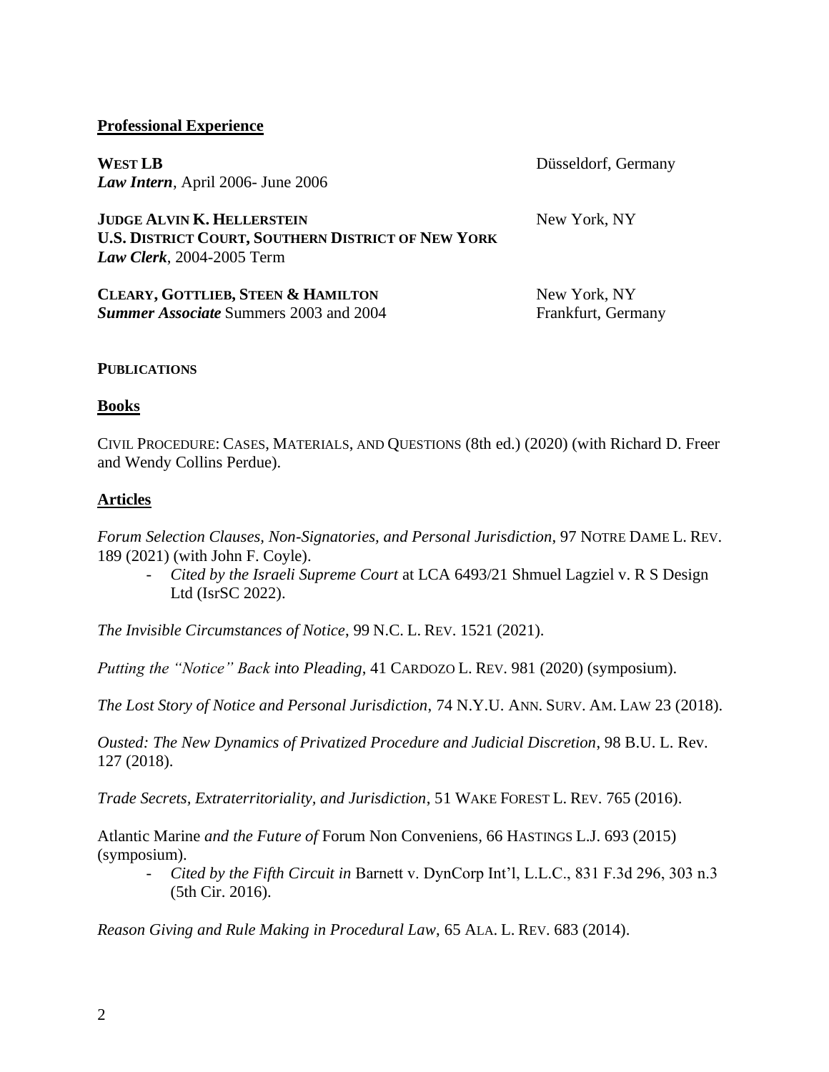## Professional Experience

**WEST LB** Düsseldorf, Germany
***Law Intern***, April 2006- June 2006

**JUDGE ALVIN K. HELLERSTEIN** New York, NY
**U.S. DISTRICT COURT, SOUTHERN DISTRICT OF NEW YORK**
***Law Clerk***, 2004-2005 Term

**CLEARY, GOTTLIEB, STEEN & HAMILTON** New York, NY
***Summer Associate*** Summers 2003 and 2004 Frankfurt, Germany

## PUBLICATIONS

### Books

CIVIL PROCEDURE: CASES, MATERIALS, AND QUESTIONS (8th ed.) (2020) (with Richard D. Freer and Wendy Collins Perdue).

### Articles

*Forum Selection Clauses, Non-Signatories, and Personal Jurisdiction*, 97 NOTRE DAME L. REV. 189 (2021) (with John F. Coyle).

- *Cited by the Israeli Supreme Court* at LCA 6493/21 Shmuel Lagziel v. R S Design Ltd (IsrSC 2022).

*The Invisible Circumstances of Notice*, 99 N.C. L. REV. 1521 (2021).

*Putting the "Notice" Back into Pleading*, 41 CARDOZO L. REV. 981 (2020) (symposium).

*The Lost Story of Notice and Personal Jurisdiction*, 74 N.Y.U. ANN. SURV. AM. LAW 23 (2018).

*Ousted: The New Dynamics of Privatized Procedure and Judicial Discretion*, 98 B.U. L. Rev. 127 (2018).

*Trade Secrets, Extraterritoriality, and Jurisdiction*, 51 WAKE FOREST L. REV. 765 (2016).

Atlantic Marine *and the Future of* Forum Non Conveniens, 66 HASTINGS L.J. 693 (2015) (symposium).

- *Cited by the Fifth Circuit in* Barnett v. DynCorp Int'l, L.L.C., 831 F.3d 296, 303 n.3 (5th Cir. 2016).

*Reason Giving and Rule Making in Procedural Law*, 65 ALA. L. REV. 683 (2014).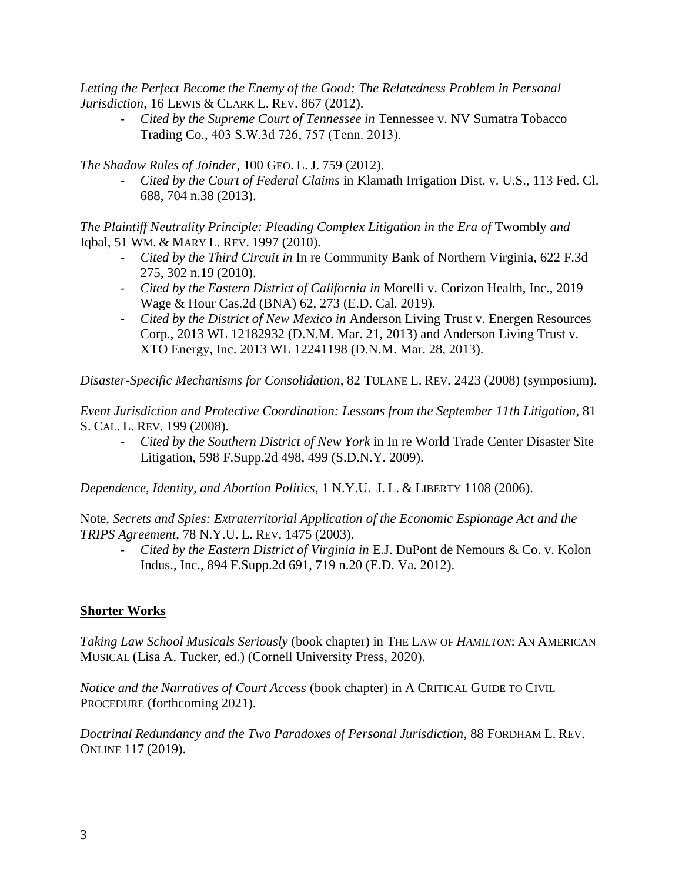*Letting the Perfect Become the Enemy of the Good: The Relatedness Problem in Personal Jurisdiction*, 16 LEWIS & CLARK L. REV. 867 (2012).

- *Cited by the Supreme Court of Tennessee in* Tennessee v. NV Sumatra Tobacco Trading Co., 403 S.W.3d 726, 757 (Tenn. 2013).

*The Shadow Rules of Joinder*, 100 GEO. L. J. 759 (2012).

- *Cited by the Court of Federal Claims* in Klamath Irrigation Dist. v. U.S., 113 Fed. Cl. 688, 704 n.38 (2013).

*The Plaintiff Neutrality Principle: Pleading Complex Litigation in the Era of* Twombly *and* Iqbal, 51 WM. & MARY L. REV. 1997 (2010).

- *Cited by the Third Circuit in* In re Community Bank of Northern Virginia, 622 F.3d 275, 302 n.19 (2010).
- *Cited by the Eastern District of California in* Morelli v. Corizon Health, Inc., 2019 Wage & Hour Cas.2d (BNA) 62, 273 (E.D. Cal. 2019).
- *Cited by the District of New Mexico in* Anderson Living Trust v. Energen Resources Corp., 2013 WL 12182932 (D.N.M. Mar. 21, 2013) and Anderson Living Trust v. XTO Energy, Inc. 2013 WL 12241198 (D.N.M. Mar. 28, 2013).

*Disaster-Specific Mechanisms for Consolidation*, 82 TULANE L. REV. 2423 (2008) (symposium).

*Event Jurisdiction and Protective Coordination: Lessons from the September 11th Litigation*, 81 S. CAL. L. REV. 199 (2008).

- *Cited by the Southern District of New York* in In re World Trade Center Disaster Site Litigation, 598 F.Supp.2d 498, 499 (S.D.N.Y. 2009).

*Dependence, Identity, and Abortion Politics*, 1 N.Y.U. J. L. & LIBERTY 1108 (2006).

Note, *Secrets and Spies: Extraterritorial Application of the Economic Espionage Act and the TRIPS Agreement*, 78 N.Y.U. L. REV. 1475 (2003).

- *Cited by the Eastern District of Virginia in* E.J. DuPont de Nemours & Co. v. Kolon Indus., Inc., 894 F.Supp.2d 691, 719 n.20 (E.D. Va. 2012).

## **Shorter Works**

*Taking Law School Musicals Seriously* (book chapter) in THE LAW OF *HAMILTON*: AN AMERICAN MUSICAL (Lisa A. Tucker, ed.) (Cornell University Press, 2020).

*Notice and the Narratives of Court Access* (book chapter) in A CRITICAL GUIDE TO CIVIL PROCEDURE (forthcoming 2021).

*Doctrinal Redundancy and the Two Paradoxes of Personal Jurisdiction*, 88 FORDHAM L. REV. ONLINE 117 (2019).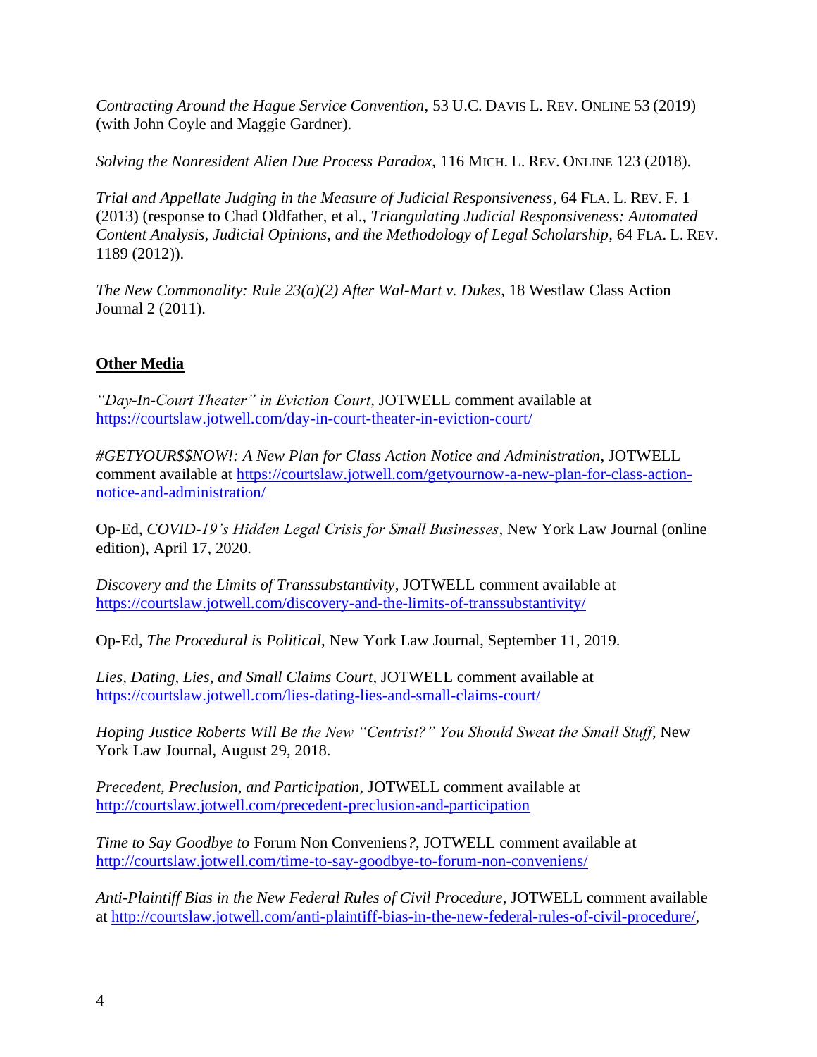*Contracting Around the Hague Service Convention*, 53 U.C. DAVIS L. REV. ONLINE 53 (2019) (with John Coyle and Maggie Gardner).

*Solving the Nonresident Alien Due Process Paradox*, 116 MICH. L. REV. ONLINE 123 (2018).

*Trial and Appellate Judging in the Measure of Judicial Responsiveness*, 64 FLA. L. REV. F. 1 (2013) (response to Chad Oldfather, et al., *Triangulating Judicial Responsiveness: Automated Content Analysis, Judicial Opinions, and the Methodology of Legal Scholarship*, 64 FLA. L. REV. 1189 (2012)).

*The New Commonality: Rule 23(a)(2) After Wal-Mart v. Dukes*, 18 Westlaw Class Action Journal 2 (2011).

## Other Media

*"Day-In-Court Theater" in Eviction Court*, JOTWELL comment available at https://courtslaw.jotwell.com/day-in-court-theater-in-eviction-court/

*#GETYOUR$$NOW!: A New Plan for Class Action Notice and Administration*, JOTWELL comment available at https://courtslaw.jotwell.com/getyournow-a-new-plan-for-class-action-notice-and-administration/

Op-Ed, *COVID-19's Hidden Legal Crisis for Small Businesses*, New York Law Journal (online edition), April 17, 2020.

*Discovery and the Limits of Transsubstantivity*, JOTWELL comment available at https://courtslaw.jotwell.com/discovery-and-the-limits-of-transsubstantivity/

Op-Ed, *The Procedural is Political*, New York Law Journal, September 11, 2019.

*Lies, Dating, Lies, and Small Claims Court*, JOTWELL comment available at https://courtslaw.jotwell.com/lies-dating-lies-and-small-claims-court/

*Hoping Justice Roberts Will Be the New "Centrist?" You Should Sweat the Small Stuff*, New York Law Journal, August 29, 2018.

*Precedent, Preclusion, and Participation*, JOTWELL comment available at http://courtslaw.jotwell.com/precedent-preclusion-and-participation

*Time to Say Goodbye to* Forum Non Conveniens*?*, JOTWELL comment available at http://courtslaw.jotwell.com/time-to-say-goodbye-to-forum-non-conveniens/

*Anti-Plaintiff Bias in the New Federal Rules of Civil Procedure*, JOTWELL comment available at http://courtslaw.jotwell.com/anti-plaintiff-bias-in-the-new-federal-rules-of-civil-procedure/,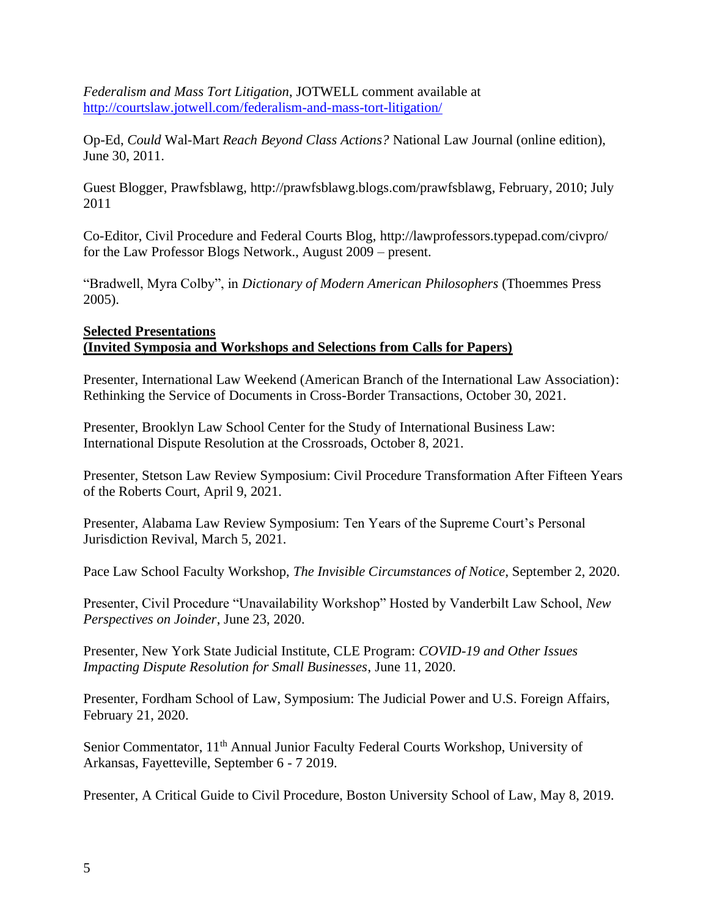*Federalism and Mass Tort Litigation*, JOTWELL comment available at http://courtslaw.jotwell.com/federalism-and-mass-tort-litigation/

Op-Ed, *Could* Wal-Mart *Reach Beyond Class Actions?* National Law Journal (online edition), June 30, 2011.

Guest Blogger, Prawfsblawg, http://prawfsblawg.blogs.com/prawfsblawg, February, 2010; July 2011

Co-Editor, Civil Procedure and Federal Courts Blog, http://lawprofessors.typepad.com/civpro/ for the Law Professor Blogs Network., August 2009 – present.

"Bradwell, Myra Colby", in *Dictionary of Modern American Philosophers* (Thoemmes Press 2005).

**Selected Presentations**
**(Invited Symposia and Workshops and Selections from Calls for Papers)**

Presenter, International Law Weekend (American Branch of the International Law Association): Rethinking the Service of Documents in Cross-Border Transactions, October 30, 2021.

Presenter, Brooklyn Law School Center for the Study of International Business Law: International Dispute Resolution at the Crossroads, October 8, 2021.

Presenter, Stetson Law Review Symposium: Civil Procedure Transformation After Fifteen Years of the Roberts Court, April 9, 2021.

Presenter, Alabama Law Review Symposium: Ten Years of the Supreme Court's Personal Jurisdiction Revival, March 5, 2021.

Pace Law School Faculty Workshop, *The Invisible Circumstances of Notice*, September 2, 2020.

Presenter, Civil Procedure "Unavailability Workshop" Hosted by Vanderbilt Law School, *New Perspectives on Joinder*, June 23, 2020.

Presenter, New York State Judicial Institute, CLE Program: *COVID-19 and Other Issues Impacting Dispute Resolution for Small Businesses*, June 11, 2020.

Presenter, Fordham School of Law, Symposium: The Judicial Power and U.S. Foreign Affairs, February 21, 2020.

Senior Commentator, 11th Annual Junior Faculty Federal Courts Workshop, University of Arkansas, Fayetteville, September 6 - 7 2019.

Presenter, A Critical Guide to Civil Procedure, Boston University School of Law, May 8, 2019.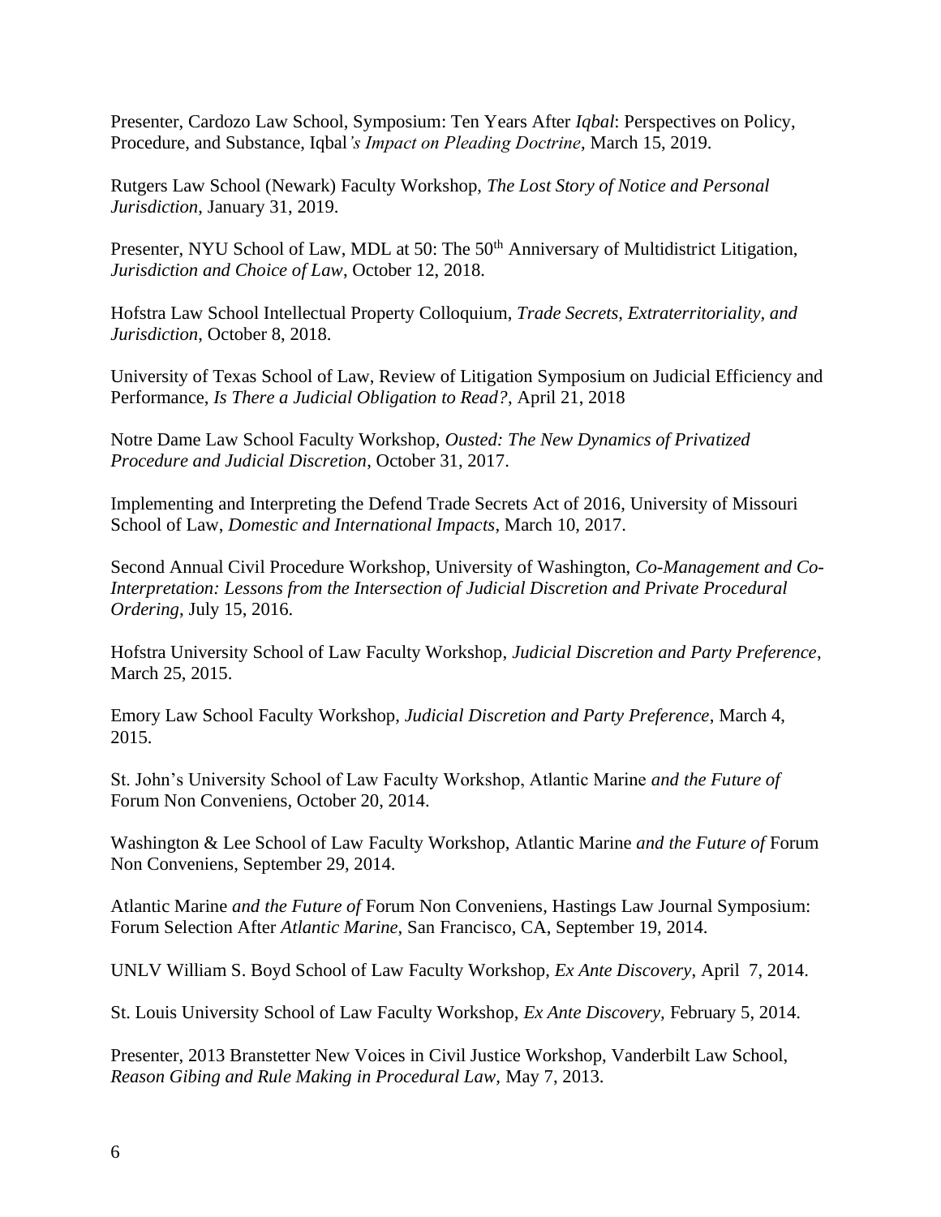Presenter, Cardozo Law School, Symposium: Ten Years After *Iqbal*: Perspectives on Policy, Procedure, and Substance, Iqbal*'s Impact on Pleading Doctrine*, March 15, 2019.

Rutgers Law School (Newark) Faculty Workshop, *The Lost Story of Notice and Personal Jurisdiction*, January 31, 2019.

Presenter, NYU School of Law, MDL at 50: The 50th Anniversary of Multidistrict Litigation, *Jurisdiction and Choice of Law*, October 12, 2018.

Hofstra Law School Intellectual Property Colloquium, *Trade Secrets, Extraterritoriality, and Jurisdiction*, October 8, 2018.

University of Texas School of Law, Review of Litigation Symposium on Judicial Efficiency and Performance, *Is There a Judicial Obligation to Read?*, April 21, 2018

Notre Dame Law School Faculty Workshop, *Ousted: The New Dynamics of Privatized Procedure and Judicial Discretion*, October 31, 2017.

Implementing and Interpreting the Defend Trade Secrets Act of 2016, University of Missouri School of Law, *Domestic and International Impacts*, March 10, 2017.

Second Annual Civil Procedure Workshop, University of Washington, *Co-Management and Co-Interpretation: Lessons from the Intersection of Judicial Discretion and Private Procedural Ordering*, July 15, 2016.

Hofstra University School of Law Faculty Workshop, *Judicial Discretion and Party Preference*, March 25, 2015.

Emory Law School Faculty Workshop, *Judicial Discretion and Party Preference*, March 4, 2015.

St. John's University School of Law Faculty Workshop, Atlantic Marine *and the Future of* Forum Non Conveniens, October 20, 2014.

Washington & Lee School of Law Faculty Workshop, Atlantic Marine *and the Future of* Forum Non Conveniens, September 29, 2014.

Atlantic Marine *and the Future of* Forum Non Conveniens, Hastings Law Journal Symposium: Forum Selection After *Atlantic Marine*, San Francisco, CA, September 19, 2014.

UNLV William S. Boyd School of Law Faculty Workshop, *Ex Ante Discovery*, April 7, 2014.

St. Louis University School of Law Faculty Workshop, *Ex Ante Discovery,* February 5, 2014.

Presenter, 2013 Branstetter New Voices in Civil Justice Workshop, Vanderbilt Law School, *Reason Gibing and Rule Making in Procedural Law*, May 7, 2013.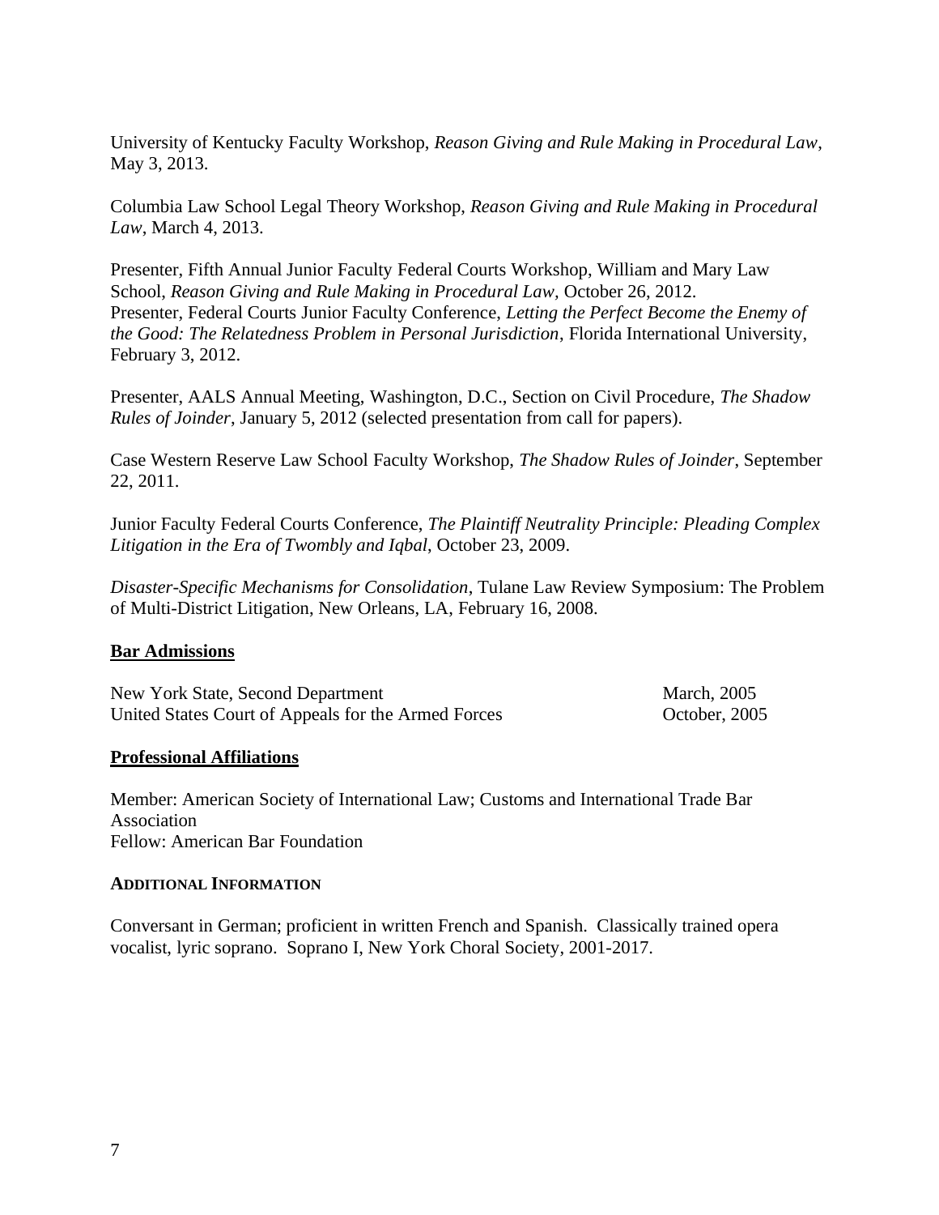University of Kentucky Faculty Workshop, *Reason Giving and Rule Making in Procedural Law*, May 3, 2013.

Columbia Law School Legal Theory Workshop, *Reason Giving and Rule Making in Procedural Law*, March 4, 2013.

Presenter, Fifth Annual Junior Faculty Federal Courts Workshop, William and Mary Law School, *Reason Giving and Rule Making in Procedural Law,* October 26, 2012.
Presenter, Federal Courts Junior Faculty Conference, *Letting the Perfect Become the Enemy of the Good: The Relatedness Problem in Personal Jurisdiction*, Florida International University, February 3, 2012.

Presenter, AALS Annual Meeting, Washington, D.C., Section on Civil Procedure, *The Shadow Rules of Joinder*, January 5, 2012 (selected presentation from call for papers).

Case Western Reserve Law School Faculty Workshop, *The Shadow Rules of Joinder*, September 22, 2011.

Junior Faculty Federal Courts Conference, *The Plaintiff Neutrality Principle: Pleading Complex Litigation in the Era of Twombly and Iqbal*, October 23, 2009.

*Disaster-Specific Mechanisms for Consolidation*, Tulane Law Review Symposium: The Problem of Multi-District Litigation, New Orleans, LA, February 16, 2008.

## Bar Admissions

| | |
|---|---|
| New York State, Second Department | March, 2005 |
| United States Court of Appeals for the Armed Forces | October, 2005 |

## Professional Affiliations

Member: American Society of International Law; Customs and International Trade Bar Association
Fellow: American Bar Foundation

## ADDITIONAL INFORMATION

Conversant in German; proficient in written French and Spanish. Classically trained opera vocalist, lyric soprano. Soprano I, New York Choral Society, 2001-2017.